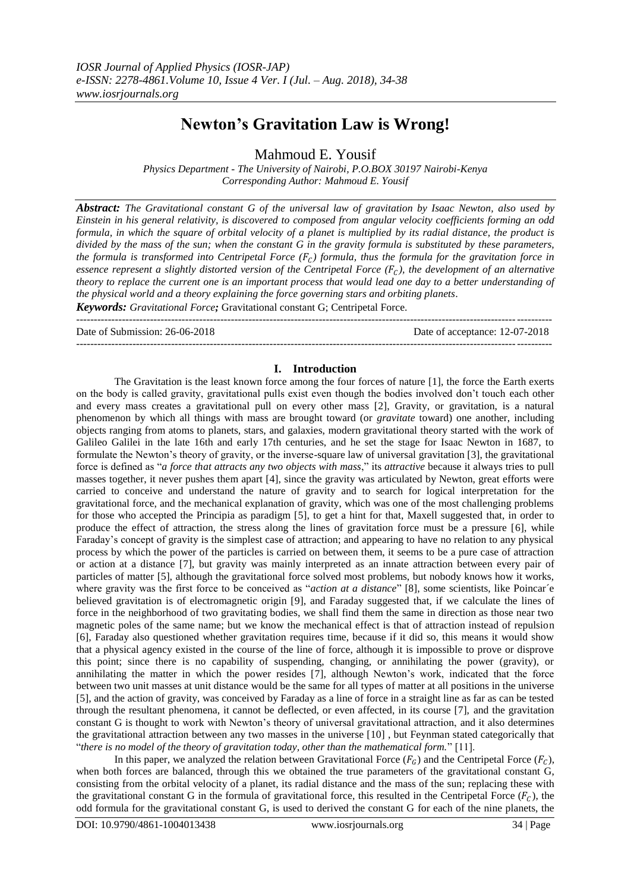# Newton's Gravitation Law is Wrong!

Mahmoud E. Yousif

*Physics Department - The University of Nairobi, P.O.BOX 30197 Nairobi-Kenya*
*Corresponding Author: Mahmoud E. Yousif*

***Abstract:*** *The Gravitational constant G of the universal law of gravitation by Isaac Newton, also used by Einstein in his general relativity, is discovered to composed from angular velocity coefficients forming an odd formula, in which the square of orbital velocity of a planet is multiplied by its radial distance, the product is divided by the mass of the sun; when the constant G in the gravity formula is substituted by these parameters, the formula is transformed into Centripetal Force ($F_C$) formula, thus the formula for the gravitation force in essence represent a slightly distorted version of the Centripetal Force ($F_C$), the development of an alternative theory to replace the current one is an important process that would lead one day to a better understanding of the physical world and a theory explaining the force governing stars and orbiting planets.*

***Keywords:*** *Gravitational Force;* Gravitational constant G; Centripetal Force.

---

Date of Submission: 26-06-2018 Date of acceptance: 12-07-2018

---

## I. Introduction

The Gravitation is the least known force among the four forces of nature [1], the force the Earth exerts on the body is called gravity, gravitational pulls exist even though the bodies involved don't touch each other and every mass creates a gravitational pull on every other mass [2], Gravity, or gravitation, is a natural phenomenon by which all things with mass are brought toward (or *gravitate* toward) one another, including objects ranging from atoms to planets, stars, and galaxies, modern gravitational theory started with the work of Galileo Galilei in the late 16th and early 17th centuries, and he set the stage for Isaac Newton in 1687, to formulate the Newton's theory of gravity, or the inverse-square law of universal gravitation [3], the gravitational force is defined as "*a force that attracts any two objects with mass*," its *attractive* because it always tries to pull masses together, it never pushes them apart [4], since the gravity was articulated by Newton, great efforts were carried to conceive and understand the nature of gravity and to search for logical interpretation for the gravitational force, and the mechanical explanation of gravity, which was one of the most challenging problems for those who accepted the Principia as paradigm [5], to get a hint for that, Maxell suggested that, in order to produce the effect of attraction, the stress along the lines of gravitation force must be a pressure [6], while Faraday's concept of gravity is the simplest case of attraction; and appearing to have no relation to any physical process by which the power of the particles is carried on between them, it seems to be a pure case of attraction or action at a distance [7], but gravity was mainly interpreted as an innate attraction between every pair of particles of matter [5], although the gravitational force solved most problems, but nobody knows how it works, where gravity was the first force to be conceived as "*action at a distance*" [8], some scientists, like Poincar´e believed gravitation is of electromagnetic origin [9], and Faraday suggested that, if we calculate the lines of force in the neighborhood of two gravitating bodies, we shall find them the same in direction as those near two magnetic poles of the same name; but we know the mechanical effect is that of attraction instead of repulsion [6], Faraday also questioned whether gravitation requires time, because if it did so, this means it would show that a physical agency existed in the course of the line of force, although it is impossible to prove or disprove this point; since there is no capability of suspending, changing, or annihilating the power (gravity), or annihilating the matter in which the power resides [7], although Newton's work, indicated that the force between two unit masses at unit distance would be the same for all types of matter at all positions in the universe [5], and the action of gravity, was conceived by Faraday as a line of force in a straight line as far as can be tested through the resultant phenomena, it cannot be deflected, or even affected, in its course [7], and the gravitation constant G is thought to work with Newton's theory of universal gravitational attraction, and it also determines the gravitational attraction between any two masses in the universe [10] , but Feynman stated categorically that "*there is no model of the theory of gravitation today, other than the mathematical form.*" [11].

In this paper, we analyzed the relation between Gravitational Force ($F_G$) and the Centripetal Force ($F_C$), when both forces are balanced, through this we obtained the true parameters of the gravitational constant G, consisting from the orbital velocity of a planet, its radial distance and the mass of the sun; replacing these with the gravitational constant G in the formula of gravitational force, this resulted in the Centripetal Force ($F_C$), the odd formula for the gravitational constant G, is used to derived the constant G for each of the nine planets, the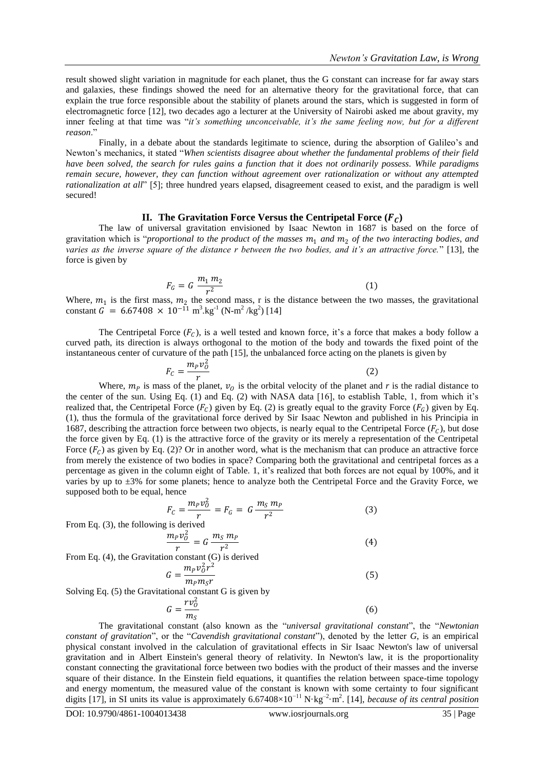result showed slight variation in magnitude for each planet, thus the G constant can increase for far away stars and galaxies, these findings showed the need for an alternative theory for the gravitational force, that can explain the true force responsible about the stability of planets around the stars, which is suggested in form of electromagnetic force [12], two decades ago a lecturer at the University of Nairobi asked me about gravity, my inner feeling at that time was "*it's something unconceivable, it's the same feeling now, but for a different reason*."

Finally, in a debate about the standards legitimate to science, during the absorption of Galileo's and Newton's mechanics, it stated "*When scientists disagree about whether the fundamental problems of their field have been solved, the search for rules gains a function that it does not ordinarily possess. While paradigms remain secure, however, they can function without agreement over rationalization or without any attempted rationalization at all*" [5]; three hundred years elapsed, disagreement ceased to exist, and the paradigm is well secured!

## II. The Gravitation Force Versus the Centripetal Force ($F_C$)

The law of universal gravitation envisioned by Isaac Newton in 1687 is based on the force of gravitation which is "*proportional to the product of the masses $m_1$ and $m_2$ of the two interacting bodies, and varies as the inverse square of the distance r between the two bodies, and it's an attractive force.*" [13], the force is given by

$$F_G = G\,\frac{m_1\,m_2}{r^2} \tag{1}$$

Where, $m_1$ is the first mass, $m_2$ the second mass, r is the distance between the two masses, the gravitational constant $G = 6.67408 \times 10^{-11}$ $m^3.kg^{-1}$ ($N\text{-}m^2/kg^2$) [14]

The Centripetal Force ($F_C$), is a well tested and known force, it's a force that makes a body follow a curved path, its direction is always orthogonal to the motion of the body and towards the fixed point of the instantaneous center of curvature of the path [15], the unbalanced force acting on the planets is given by

$$F_C = \frac{m_P v_O^2}{r} \tag{2}$$

Where, $m_P$ is mass of the planet, $v_O$ is the orbital velocity of the planet and *r* is the radial distance to the center of the sun. Using Eq. (1) and Eq. (2) with NASA data [16], to establish Table, 1, from which it's realized that, the Centripetal Force ($F_C$) given by Eq. (2) is greatly equal to the gravity Force ($F_G$) given by Eq. (1), thus the formula of the gravitational force derived by Sir Isaac Newton and published in his Principia in 1687, describing the attraction force between two objects, is nearly equal to the Centripetal Force ($F_C$), but dose the force given by Eq. (1) is the attractive force of the gravity or its merely a representation of the Centripetal Force ($F_C$) as given by Eq. (2)? Or in another word, what is the mechanism that can produce an attractive force from merely the existence of two bodies in space? Comparing both the gravitational and centripetal forces as a percentage as given in the column eight of Table. 1, it's realized that both forces are not equal by 100%, and it varies by up to ±3% for some planets; hence to analyze both the Centripetal Force and the Gravity Force, we supposed both to be equal, hence

$$F_C = \frac{m_P v_O^2}{r} = F_G = G\,\frac{m_S\,m_P}{r^2} \tag{3}$$

From Eq. (3), the following is derived

$$\frac{m_P v_O^2}{r} = G\,\frac{m_S\,m_P}{r^2} \tag{4}$$

From Eq. (4), the Gravitation constant (G) is derived

$$G = \frac{m_P v_O^2 r^2}{m_P m_S r} \tag{5}$$

Solving Eq. (5) the Gravitational constant G is given by

$$G = \frac{r v_O^2}{m_S} \tag{6}$$

The gravitational constant (also known as the "*universal gravitational constant*", the "*Newtonian constant of gravitation*", or the "*Cavendish gravitational constant*"), denoted by the letter *G*, is an empirical physical constant involved in the calculation of gravitational effects in Sir Isaac Newton's law of universal gravitation and in Albert Einstein's general theory of relativity. In Newton's law, it is the proportionality constant connecting the gravitational force between two bodies with the product of their masses and the inverse square of their distance. In the Einstein field equations, it quantifies the relation between space-time topology and energy momentum, the measured value of the constant is known with some certainty to four significant digits [17], in SI units its value is approximately $6.67408\times10^{-11}$ $N\cdot kg^{-2}\cdot m^2$. [14], *because of its central position*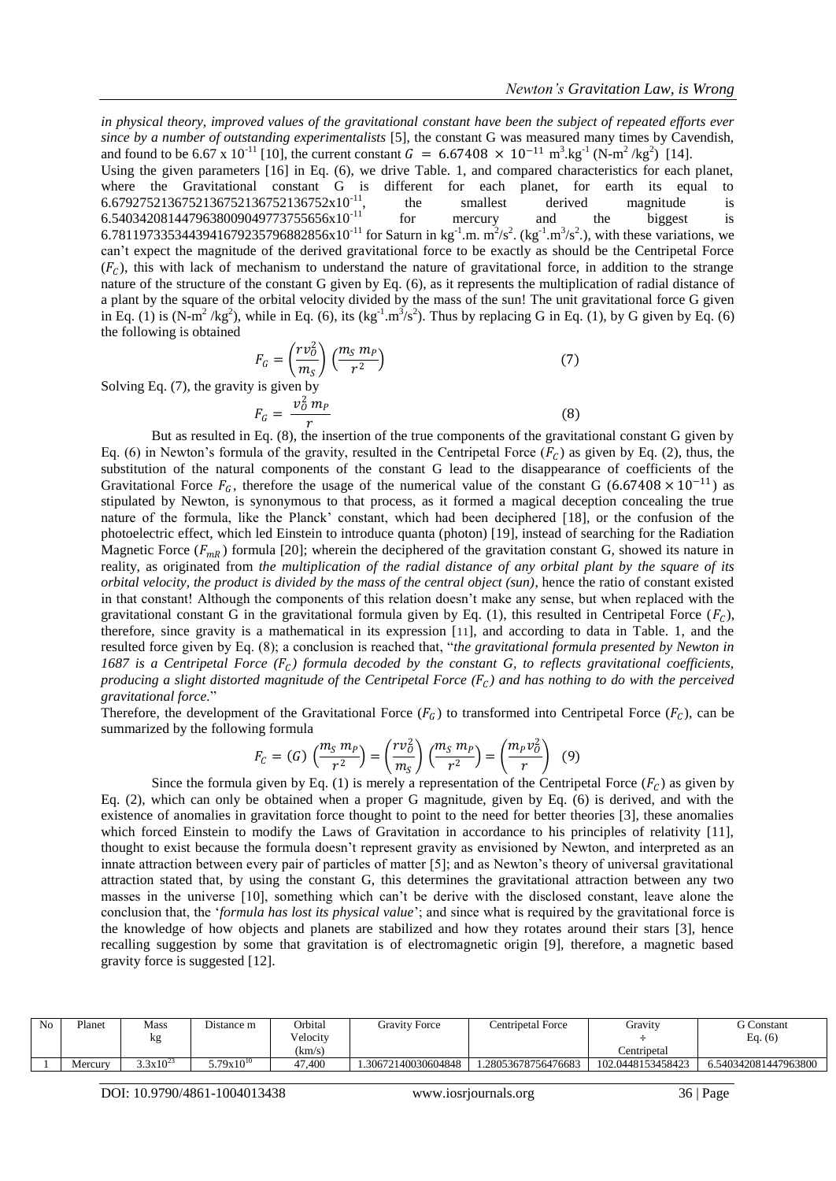*in physical theory, improved values of the gravitational constant have been the subject of repeated efforts ever since by a number of outstanding experimentalists* [5], the constant G was measured many times by Cavendish, and found to be 6.67 x $10^{-11}$ [10], the current constant $G = 6.67408 \times 10^{-11}$ $m^3.kg^{-1}$ ($N$-$m^2/kg^2$) [14].

Using the given parameters [16] in Eq. (6), we drive Table. 1, and compared characteristics for each planet, where the Gravitational constant G is different for each planet, for earth its equal to 6.6792752136752136752136752x$10^{-11}$, the smallest derived magnitude is 6.5403420814479638009049773755656x$10^{-11}$ for mercury and the biggest is 6.7811973353443941679235796882856x$10^{-11}$ for Saturn in $kg^{-1}.m.\ m^2/s^2$. ($kg^{-1}.m^3/s^2$.), with these variations, we can't expect the magnitude of the derived gravitational force to be exactly as should be the Centripetal Force ($F_C$), this with lack of mechanism to understand the nature of gravitational force, in addition to the strange nature of the structure of the constant G given by Eq. (6), as it represents the multiplication of radial distance of a plant by the square of the orbital velocity divided by the mass of the sun! The unit gravitational force G given in Eq. (1) is ($N$-$m^2/kg^2$), while in Eq. (6), its ($kg^{-1}.m^3/s^2$). Thus by replacing G in Eq. (1), by G given by Eq. (6) the following is obtained

$$F_G = \left(\frac{rv_O^2}{m_S}\right)\left(\frac{m_S\ m_P}{r^2}\right) \tag{7}$$

Solving Eq. (7), the gravity is given by

$$F_G = \frac{v_O^2\ m_P}{r} \tag{8}$$

But as resulted in Eq. (8), the insertion of the true components of the gravitational constant G given by Eq. (6) in Newton's formula of the gravity, resulted in the Centripetal Force ($F_C$) as given by Eq. (2), thus, the substitution of the natural components of the constant G lead to the disappearance of coefficients of the Gravitational Force $F_G$, therefore the usage of the numerical value of the constant G ($6.67408 \times 10^{-11}$) as stipulated by Newton, is synonymous to that process, as it formed a magical deception concealing the true nature of the formula, like the Planck' constant, which had been deciphered [18], or the confusion of the photoelectric effect, which led Einstein to introduce quanta (photon) [19], instead of searching for the Radiation Magnetic Force ($F_{mR}$) formula [20]; wherein the deciphered of the gravitation constant G, showed its nature in reality, as originated from *the multiplication of the radial distance of any orbital plant by the square of its orbital velocity, the product is divided by the mass of the central object (sun)*, hence the ratio of constant existed in that constant! Although the components of this relation doesn't make any sense, but when replaced with the gravitational constant G in the gravitational formula given by Eq. (1), this resulted in Centripetal Force ($F_C$), therefore, since gravity is a mathematical in its expression [11], and according to data in Table. 1, and the resulted force given by Eq. (8); a conclusion is reached that, "*the gravitational formula presented by Newton in 1687 is a Centripetal Force ($F_C$) formula decoded by the constant G, to reflects gravitational coefficients, producing a slight distorted magnitude of the Centripetal Force ($F_C$) and has nothing to do with the perceived gravitational force.*"

Therefore, the development of the Gravitational Force ($F_G$) to transformed into Centripetal Force ($F_C$), can be summarized by the following formula

$$F_C = (G)\left(\frac{m_S\ m_P}{r^2}\right) = \left(\frac{rv_O^2}{m_S}\right)\left(\frac{m_S\ m_P}{r^2}\right) = \left(\frac{m_P v_O^2}{r}\right) \tag{9}$$

Since the formula given by Eq. (1) is merely a representation of the Centripetal Force ($F_C$) as given by Eq. (2), which can only be obtained when a proper G magnitude, given by Eq. (6) is derived, and with the existence of anomalies in gravitation force thought to point to the need for better theories [3], these anomalies which forced Einstein to modify the Laws of Gravitation in accordance to his principles of relativity [11], thought to exist because the formula doesn't represent gravity as envisioned by Newton, and interpreted as an innate attraction between every pair of particles of matter [5]; and as Newton's theory of universal gravitational attraction stated that, by using the constant G, this determines the gravitational attraction between any two masses in the universe [10], something which can't be derive with the disclosed constant, leave alone the conclusion that, the '*formula has lost its physical value*'; and since what is required by the gravitational force is the knowledge of how objects and planets are stabilized and how they rotates around their stars [3], hence recalling suggestion by some that gravitation is of electromagnetic origin [9], therefore, a magnetic based gravity force is suggested [12].

| No | Planet | Mass kg | Distance m | Orbital Velocity (km/s) | Gravity Force | Centripetal Force | Gravity ÷ Centripetal | G Constant Eq. (6) |
|---|---|---|---|---|---|---|---|---|
| 1 | Mercury | $3.3 \times 10^{23}$ | $5.79 \times 10^{10}$ | 47,400 | 1.30672140030604848 | 1.28053678756476683 | 102.0448153458423 | 6.540342081447963800 |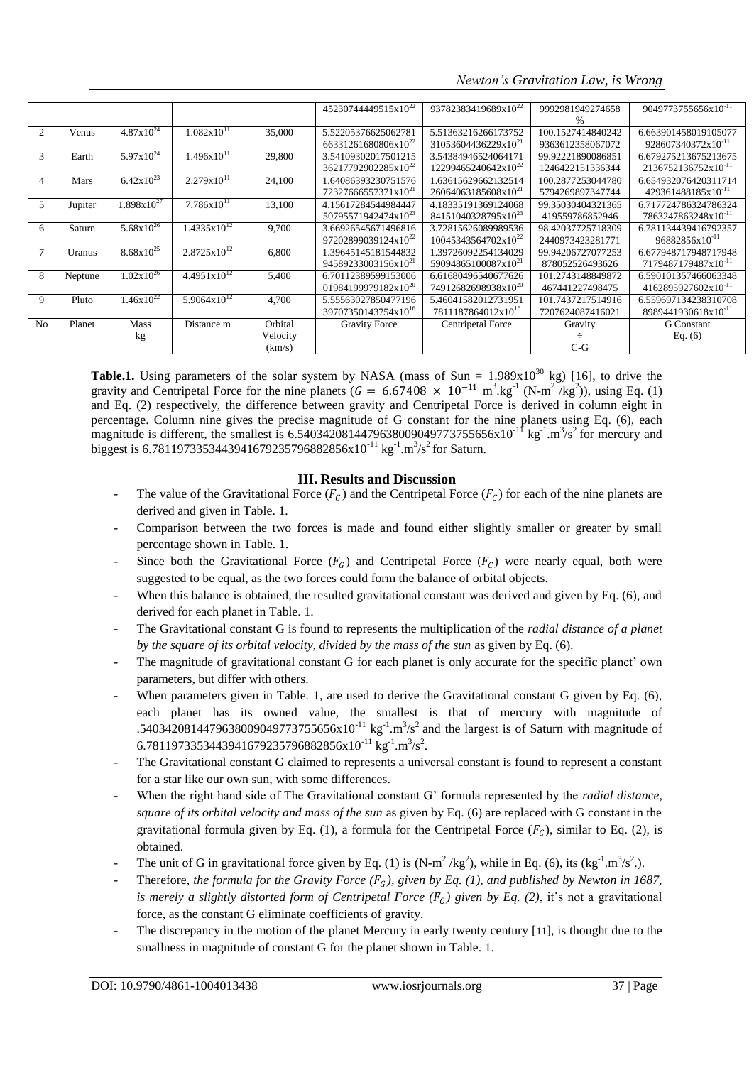| | | | | | $45230744449515 \times 10^{22}$ | $93782383419689 \times 10^{22}$ | 9992981949274658 % | $9049773755656 \times 10^{-11}$ |
|---|---|---|---|---|---|---|---|---|
| 2 | Venus | $4.87 \times 10^{24}$ | $1.082 \times 10^{11}$ | 35,000 | $5.52205376625062781 66331261680806 \times 10^{22}$ | $5.51363216266173752 31053604436229 \times 10^{21}$ | 100.1527414840242 9363612358067072 | $6.663901458019105077 928607340372 \times 10^{-11}$ |
| 3 | Earth | $5.97 \times 10^{24}$ | $1.496 \times 10^{11}$ | 29,800 | $3.54109302017501215 36217792902285 \times 10^{22}$ | $3.54384946524064171 12299465240642 \times 10^{22}$ | 99.92221890086851 1246422151336344 | $6.679275213675213675 2136752136752 \times 10^{-11}$ |
| 4 | Mars | $6.42 \times 10^{23}$ | $2.279 \times 10^{11}$ | 24,100 | $1.64086393230751576 72327666557371 \times 10^{21}$ | $1.63615629662132514 26064063185608 \times 10^{21}$ | 100.2877253044780 5794269897347744 | $6.654932076420311714 429361488185 \times 10^{-11}$ |
| 5 | Jupiter | $1.898 \times 10^{27}$ | $7.786 \times 10^{11}$ | 13,100 | $4.15617284544984447 50795571942474 \times 10^{23}$ | $4.18335191369124068 84151040328795 \times 10^{23}$ | 99.35030404321365 419559786852946 | $6.717724786324786324 7863247863248 \times 10^{-11}$ |
| 6 | Saturn | $5.68 \times 10^{26}$ | $1.4335 \times 10^{12}$ | 9,700 | $3.66926545671496816 97202899039124 \times 10^{22}$ | $3.72815626089989536 10045343564702 \times 10^{22}$ | 98.42037725718309 2440973423281771 | $6.781134439416792357 96882856 \times 10^{-11}$ |
| 7 | Uranus | $8.68 \times 10^{25}$ | $2.8725 \times 10^{12}$ | 6,800 | $1.39645145181544832 94589233003156 \times 10^{21}$ | $1.39726092254134029 59094865100087 \times 10^{21}$ | 99.94206727077253 878052526493626 | $6.677948717948717948 7179487179487 \times 10^{-11}$ |
| 8 | Neptune | $1.02 \times 10^{26}$ | $4.4951 \times 10^{12}$ | 5,400 | $6.70112389599153006 01984199979182 \times 10^{20}$ | $6.61680496540677626 74912682698938 \times 10^{20}$ | 101.2743148849872 467441227498475 | $6.590101357466063348 4162895927602 \times 10^{-11}$ |
| 9 | Pluto | $1.46 \times 10^{22}$ | $5.9064 \times 10^{12}$ | 4,700 | $5.55563027850477196 39707350143754 \times 10^{16}$ | $5.46041582012731951 7811187864012 \times 10^{16}$ | 101.7437217514916 7207624087416021 | $6.559697134238310708 8989441930618 \times 10^{-11}$ |
| No | Planet | Mass kg | Distance m | Orbital Velocity (km/s) | Gravity Force | Centripetal Force | Gravity ÷ C-G | G Constant Eq. (6) |

**Table.1.** Using parameters of the solar system by NASA (mass of Sun = $1.989 \times 10^{30}$ kg) [16], to drive the gravity and Centripetal Force for the nine planets ($G = 6.67408 \times 10^{-11}$ $m^3.kg^{-1}$ ($N\text{-}m^2/kg^2$)), using Eq. (1) and Eq. (2) respectively, the difference between gravity and Centripetal Force is derived in column eight in percentage. Column nine gives the precise magnitude of G constant for the nine planets using Eq. (6), each magnitude is different, the smallest is $6.540342081447963800904977375565 6 \times 10^{-11}$ $kg^{-1}.m^3/s^2$ for mercury and biggest is $6.781197335344394167923579688285 6 \times 10^{-11}$ $kg^{-1}.m^3/s^2$ for Saturn.

## III. Results and Discussion

- The value of the Gravitational Force ($F_G$) and the Centripetal Force ($F_C$) for each of the nine planets are derived and given in Table. 1.
- Comparison between the two forces is made and found either slightly smaller or greater by small percentage shown in Table. 1.
- Since both the Gravitational Force ($F_G$) and Centripetal Force ($F_C$) were nearly equal, both were suggested to be equal, as the two forces could form the balance of orbital objects.
- When this balance is obtained, the resulted gravitational constant was derived and given by Eq. (6), and derived for each planet in Table. 1.
- The Gravitational constant G is found to represents the multiplication of the *radial distance of a planet by the square of its orbital velocity, divided by the mass of the sun* as given by Eq. (6).
- The magnitude of gravitational constant G for each planet is only accurate for the specific planet' own parameters, but differ with others.
- When parameters given in Table. 1, are used to derive the Gravitational constant G given by Eq. (6), each planet has its owned value, the smallest is that of mercury with magnitude of $.5403420814479638009049773755656 \times 10^{-11}$ $kg^{-1}.m^3/s^2$ and the largest is of Saturn with magnitude of $6.7811973353443941679235796882856 \times 10^{-11}$ $kg^{-1}.m^3/s^2$.
- The Gravitational constant G claimed to represents a universal constant is found to represent a constant for a star like our own sun, with some differences.
- When the right hand side of The Gravitational constant G' formula represented by the *radial distance, square of its orbital velocity and mass of the sun* as given by Eq. (6) are replaced with G constant in the gravitational formula given by Eq. (1), a formula for the Centripetal Force ($F_C$), similar to Eq. (2), is obtained.
- The unit of G in gravitational force given by Eq. (1) is ($N\text{-}m^2/kg^2$), while in Eq. (6), its ($kg^{-1}.m^3/s^2$.).
- Therefore, *the formula for the Gravity Force ($F_G$), given by Eq. (1), and published by Newton in 1687, is merely a slightly distorted form of Centripetal Force ($F_C$) given by Eq. (2)*, it's not a gravitational force, as the constant G eliminate coefficients of gravity.
- The discrepancy in the motion of the planet Mercury in early twenty century [11], is thought due to the smallness in magnitude of constant G for the planet shown in Table. 1.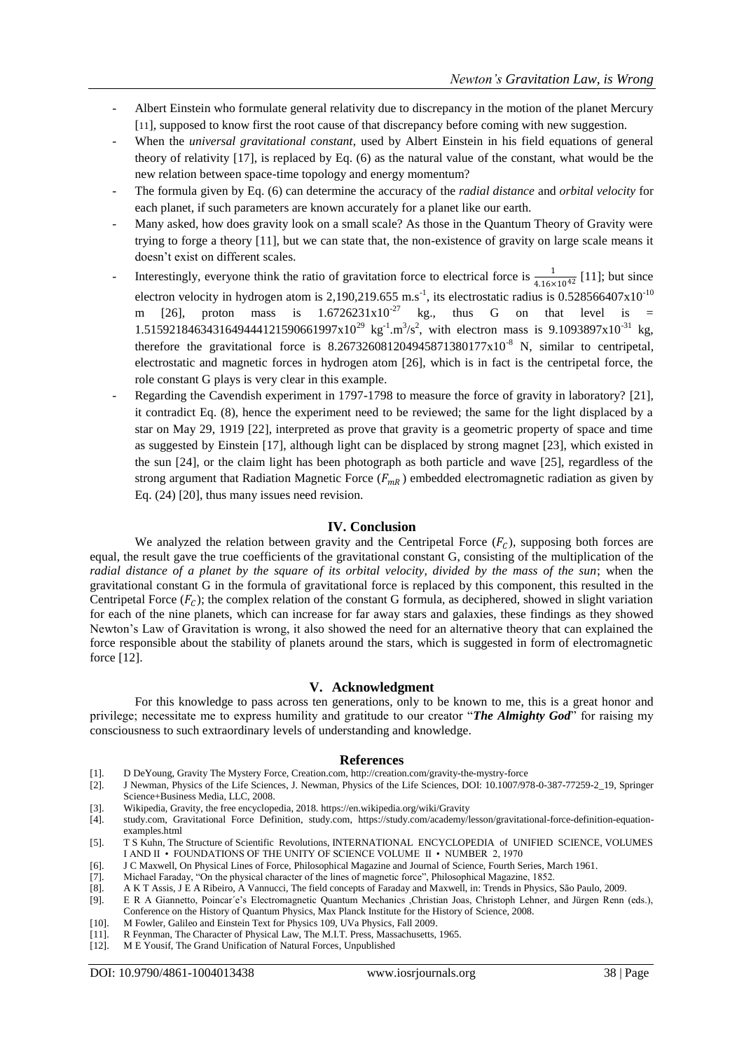- Albert Einstein who formulate general relativity due to discrepancy in the motion of the planet Mercury [11], supposed to know first the root cause of that discrepancy before coming with new suggestion.
- When the *universal gravitational constant*, used by Albert Einstein in his field equations of general theory of relativity [17], is replaced by Eq. (6) as the natural value of the constant, what would be the new relation between space-time topology and energy momentum?
- The formula given by Eq. (6) can determine the accuracy of the *radial distance* and *orbital velocity* for each planet, if such parameters are known accurately for a planet like our earth.
- Many asked, how does gravity look on a small scale? As those in the Quantum Theory of Gravity were trying to forge a theory [11], but we can state that, the non-existence of gravity on large scale means it doesn't exist on different scales.
- Interestingly, everyone think the ratio of gravitation force to electrical force is $\frac{1}{4.16\times10^{42}}$ [11]; but since electron velocity in hydrogen atom is 2,190,219.655 m.s$^{-1}$, its electrostatic radius is 0.528566407x$10^{-10}$ m [26], proton mass is 1.6726231x$10^{-27}$ kg., thus G on that level is = 1.5159218463431649444121590661997x$10^{29}$ kg$^{-1}$.m$^{3}$/s$^{2}$, with electron mass is 9.1093897x$10^{-31}$ kg, therefore the gravitational force is 8.2673260812049458713801 77x$10^{-8}$ N, similar to centripetal, electrostatic and magnetic forces in hydrogen atom [26], which is in fact is the centripetal force, the role constant G plays is very clear in this example.
- Regarding the Cavendish experiment in 1797-1798 to measure the force of gravity in laboratory? [21], it contradict Eq. (8), hence the experiment need to be reviewed; the same for the light displaced by a star on May 29, 1919 [22], interpreted as prove that gravity is a geometric property of space and time as suggested by Einstein [17], although light can be displaced by strong magnet [23], which existed in the sun [24], or the claim light has been photograph as both particle and wave [25], regardless of the strong argument that Radiation Magnetic Force ($F_{mR}$) embedded electromagnetic radiation as given by Eq. (24) [20], thus many issues need revision.

## IV. Conclusion

We analyzed the relation between gravity and the Centripetal Force ($F_C$), supposing both forces are equal, the result gave the true coefficients of the gravitational constant G, consisting of the multiplication of the *radial distance of a planet by the square of its orbital velocity, divided by the mass of the sun*; when the gravitational constant G in the formula of gravitational force is replaced by this component, this resulted in the Centripetal Force ($F_C$); the complex relation of the constant G formula, as deciphered, showed in slight variation for each of the nine planets, which can increase for far away stars and galaxies, these findings as they showed Newton's Law of Gravitation is wrong, it also showed the need for an alternative theory that can explained the force responsible about the stability of planets around the stars, which is suggested in form of electromagnetic force [12].

## V. Acknowledgment

For this knowledge to pass across ten generations, only to be known to me, this is a great honor and privilege; necessitate me to express humility and gratitude to our creator "***The Almighty God***" for raising my consciousness to such extraordinary levels of understanding and knowledge.

## References

[1]. D DeYoung, Gravity The Mystery Force, Creation.com, http://creation.com/gravity-the-mystry-force
[2]. J Newman, Physics of the Life Sciences, J. Newman, Physics of the Life Sciences, DOI: 10.1007/978-0-387-77259-2_19, Springer Science+Business Media, LLC, 2008.
[3]. Wikipedia, Gravity, the free encyclopedia, 2018. https://en.wikipedia.org/wiki/Gravity
[4]. study.com, Gravitational Force Definition, study.com, https://study.com/academy/lesson/gravitational-force-definition-equation-examples.html
[5]. T S Kuhn, The Structure of Scientific Revolutions, INTERNATIONAL ENCYCLOPEDIA of UNIFIED SCIENCE, VOLUMES I AND II • FOUNDATIONS OF THE UNITY OF SCIENCE VOLUME II • NUMBER 2, 1970
[6]. J C Maxwell, On Physical Lines of Force, Philosophical Magazine and Journal of Science, Fourth Series, March 1961.
[7]. Michael Faraday, "On the physical character of the lines of magnetic force", Philosophical Magazine, 1852.
[8]. A K T Assis, J E A Ribeiro, A Vannucci, The field concepts of Faraday and Maxwell, in: Trends in Physics, São Paulo, 2009.
[9]. E R A Giannetto, Poincar´e's Electromagnetic Quantum Mechanics ,Christian Joas, Christoph Lehner, and Jürgen Renn (eds.), Conference on the History of Quantum Physics, Max Planck Institute for the History of Science, 2008.
[10]. M Fowler, Galileo and Einstein Text for Physics 109, UVa Physics, Fall 2009.
[11]. R Feynman, The Character of Physical Law, The M.I.T. Press, Massachusetts, 1965.
[12]. M E Yousif, The Grand Unification of Natural Forces, Unpublished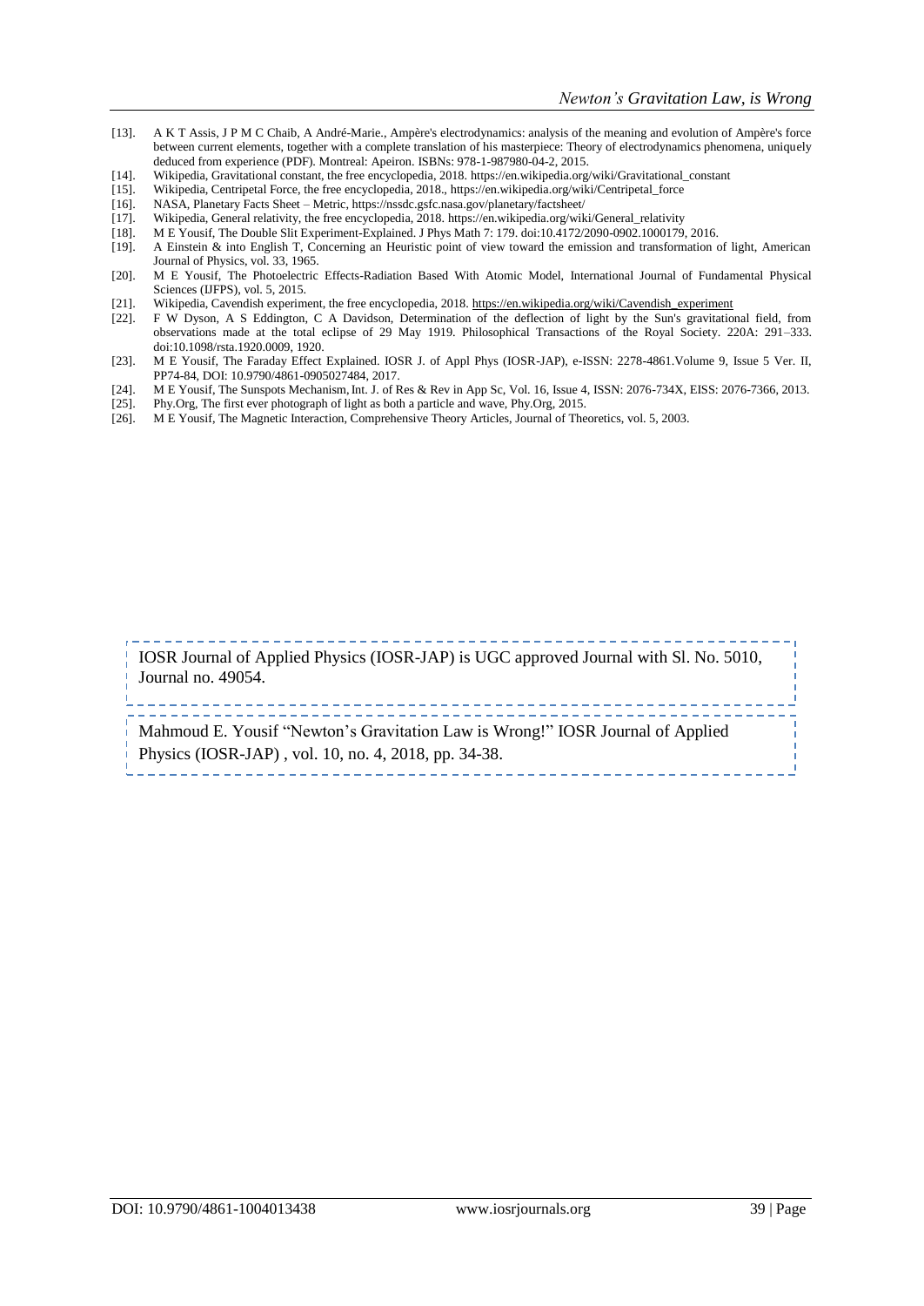[13]. A K T Assis, J P M C Chaib, A André-Marie., Ampère's electrodynamics: analysis of the meaning and evolution of Ampère's force between current elements, together with a complete translation of his masterpiece: Theory of electrodynamics phenomena, uniquely deduced from experience (PDF). Montreal: Apeiron. ISBNs: 978-1-987980-04-2, 2015.

[14]. Wikipedia, Gravitational constant, the free encyclopedia, 2018. https://en.wikipedia.org/wiki/Gravitational_constant

[15]. Wikipedia, Centripetal Force, the free encyclopedia, 2018., https://en.wikipedia.org/wiki/Centripetal_force

[16]. NASA, Planetary Facts Sheet – Metric, https://nssdc.gsfc.nasa.gov/planetary/factsheet/

[17]. Wikipedia, General relativity, the free encyclopedia, 2018. https://en.wikipedia.org/wiki/General_relativity

[18]. M E Yousif, The Double Slit Experiment-Explained. J Phys Math 7: 179. doi:10.4172/2090-0902.1000179, 2016.

[19]. A Einstein & into English T, Concerning an Heuristic point of view toward the emission and transformation of light, American Journal of Physics, vol. 33, 1965.

[20]. M E Yousif, The Photoelectric Effects-Radiation Based With Atomic Model, International Journal of Fundamental Physical Sciences (IJFPS), vol. 5, 2015.

[21]. Wikipedia, Cavendish experiment, the free encyclopedia, 2018. https://en.wikipedia.org/wiki/Cavendish_experiment

[22]. F W Dyson, A S Eddington, C A Davidson, Determination of the deflection of light by the Sun's gravitational field, from observations made at the total eclipse of 29 May 1919. Philosophical Transactions of the Royal Society. 220A: 291–333. doi:10.1098/rsta.1920.0009, 1920.

[23]. M E Yousif, The Faraday Effect Explained. IOSR J. of Appl Phys (IOSR-JAP), e-ISSN: 2278-4861.Volume 9, Issue 5 Ver. II, PP74-84, DOI: 10.9790/4861-0905027484, 2017.

[24]. M E Yousif, The Sunspots Mechanism, Int. J. of Res & Rev in App Sc, Vol. 16, Issue 4, ISSN: 2076-734X, EISS: 2076-7366, 2013.

[25]. Phy.Org, The first ever photograph of light as both a particle and wave, Phy.Org, 2015.

[26]. M E Yousif, The Magnetic Interaction, Comprehensive Theory Articles, Journal of Theoretics, vol. 5, 2003.

IOSR Journal of Applied Physics (IOSR-JAP) is UGC approved Journal with Sl. No. 5010, Journal no. 49054.

Mahmoud E. Yousif "Newton's Gravitation Law is Wrong!" IOSR Journal of Applied Physics (IOSR-JAP) , vol. 10, no. 4, 2018, pp. 34-38.